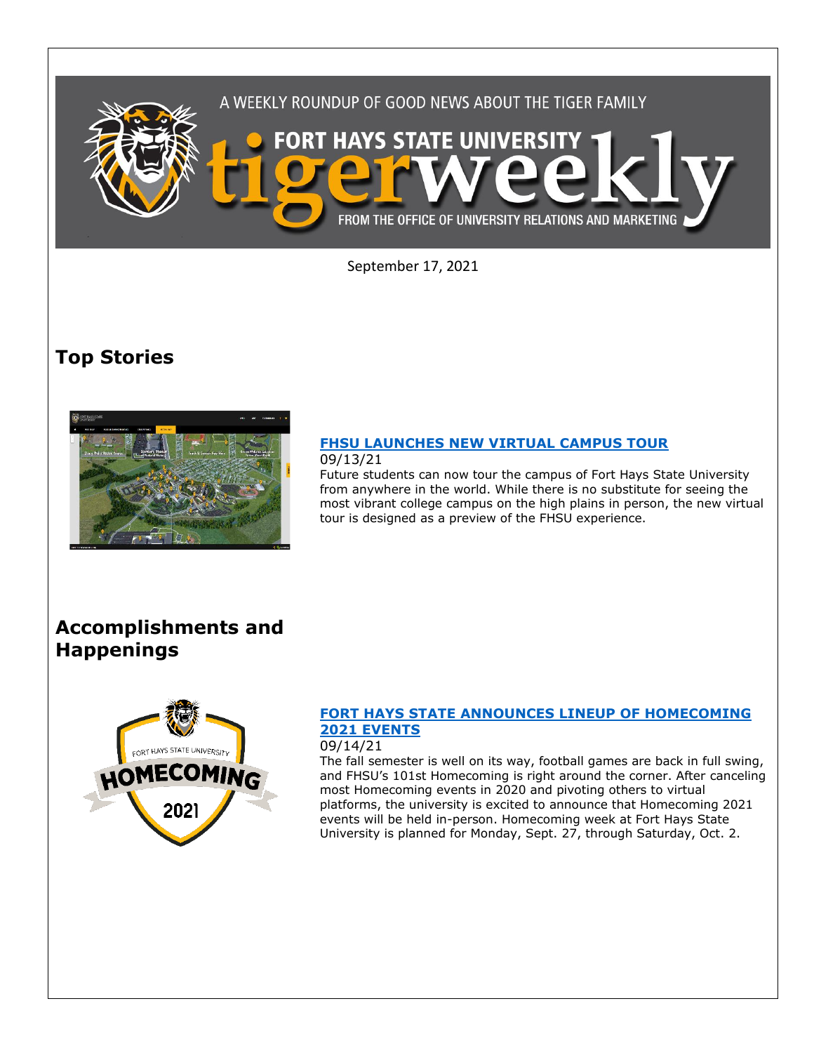A WEEKLY ROUNDUP OF GOOD NEWS ABOUT THE TIGER FAMILY

FORT HAYS STATE UNIVERSITY

# tigerweekly

FROM THE OFFICE OF UNIVERSITY RELATIONS AND MARKETING

September 17, 2021

## Top Stories

### FHSU LAUNCHES NEW VIRTUAL CAMPUS TOUR

09/13/21

Future students can now tour the campus of Fort Hays State University from anywhere in the world. While there is no substitute for seeing the most vibrant college campus on the high plains in person, the new virtual tour is designed as a preview of the FHSU experience.

## Accomplishments and Happenings

### FORT HAYS STATE ANNOUNCES LINEUP OF HOMECOMING 2021 EVENTS

09/14/21

The fall semester is well on its way, football games are back in full swing, and FHSU's 101st Homecoming is right around the corner. After canceling most Homecoming events in 2020 and pivoting others to virtual platforms, the university is excited to announce that Homecoming 2021 events will be held in-person. Homecoming week at Fort Hays State University is planned for Monday, Sept. 27, through Saturday, Oct. 2.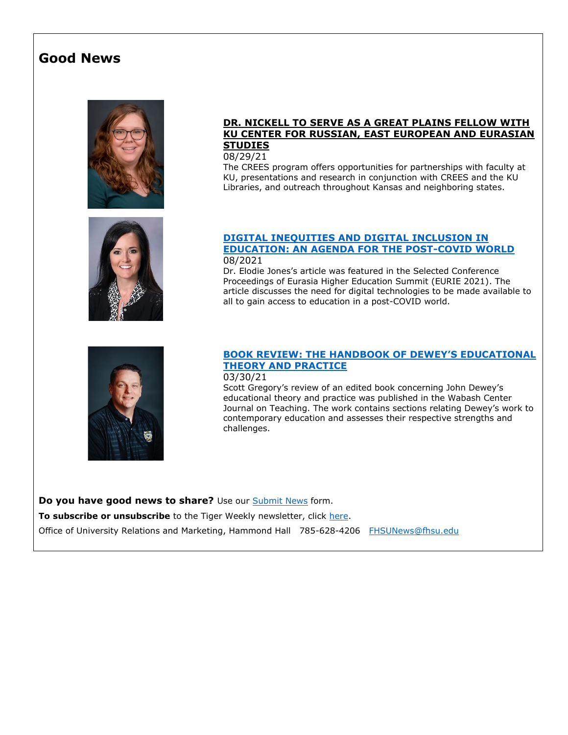# Good News

**DR. NICKELL TO SERVE AS A GREAT PLAINS FELLOW WITH KU CENTER FOR RUSSIAN, EAST EUROPEAN AND EURASIAN STUDIES**

08/29/21

The CREES program offers opportunities for partnerships with faculty at KU, presentations and research in conjunction with CREES and the KU Libraries, and outreach throughout Kansas and neighboring states.

**DIGITAL INEQUITIES AND DIGITAL INCLUSION IN EDUCATION: AN AGENDA FOR THE POST-COVID WORLD**

08/2021

Dr. Elodie Jones's article was featured in the Selected Conference Proceedings of Eurasia Higher Education Summit (EURIE 2021). The article discusses the need for digital technologies to be made available to all to gain access to education in a post-COVID world.

**BOOK REVIEW: THE HANDBOOK OF DEWEY'S EDUCATIONAL THEORY AND PRACTICE**

03/30/21

Scott Gregory's review of an edited book concerning John Dewey's educational theory and practice was published in the Wabash Center Journal on Teaching. The work contains sections relating Dewey's work to contemporary education and assesses their respective strengths and challenges.

**Do you have good news to share?** Use our Submit News form.

**To subscribe or unsubscribe** to the Tiger Weekly newsletter, click here.

Office of University Relations and Marketing, Hammond Hall 785-628-4206 FHSUNews@fhsu.edu